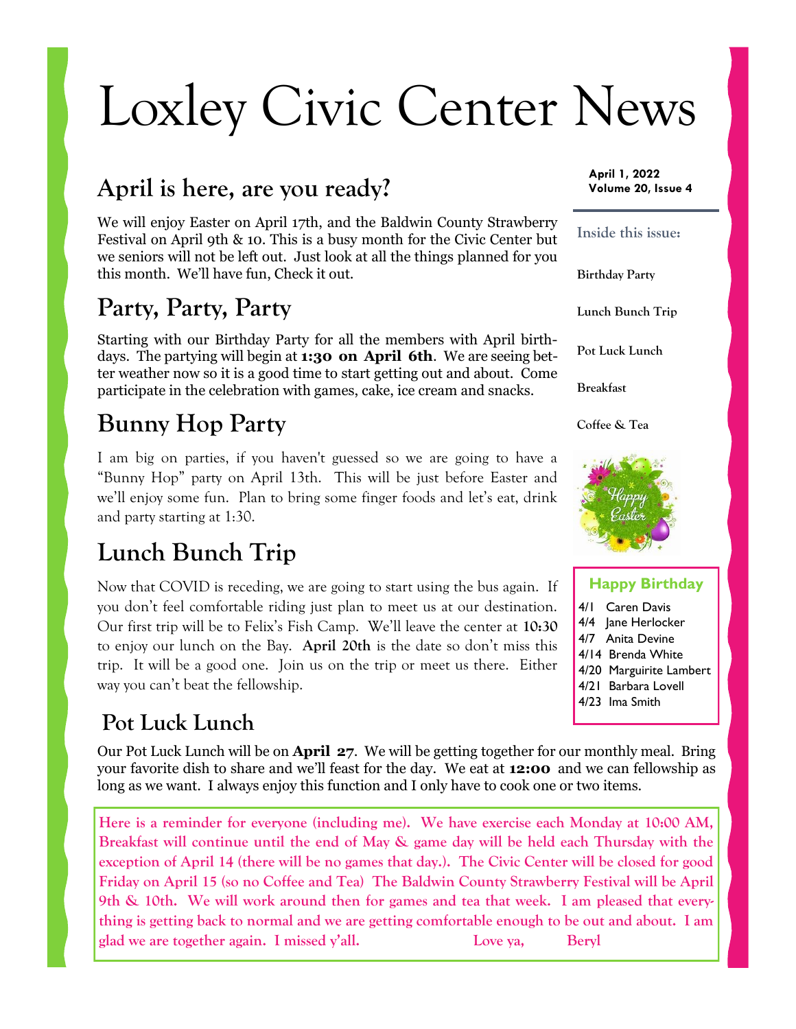# Loxley Civic Center News

**April 1, 2022**
**Volume 20, Issue 4**

## April is here, are you ready?

We will enjoy Easter on April 17th, and the Baldwin County Strawberry Festival on April 9th & 10. This is a busy month for the Civic Center but we seniors will not be left out. Just look at all the things planned for you this month. We'll have fun, Check it out.

## Party, Party, Party

Starting with our Birthday Party for all the members with April birthdays. The partying will begin at **1:30 on April 6th**. We are seeing better weather now so it is a good time to start getting out and about. Come participate in the celebration with games, cake, ice cream and snacks.

## Bunny Hop Party

I am big on parties, if you haven't guessed so we are going to have a "Bunny Hop" party on April 13th. This will be just before Easter and we'll enjoy some fun. Plan to bring some finger foods and let's eat, drink and party starting at 1:30.

## Lunch Bunch Trip

Now that COVID is receding, we are going to start using the bus again. If you don't feel comfortable riding just plan to meet us at our destination. Our first trip will be to Felix's Fish Camp. We'll leave the center at **10:30** to enjoy our lunch on the Bay. **April 20th** is the date so don't miss this trip. It will be a good one. Join us on the trip or meet us there. Either way you can't beat the fellowship.

## Pot Luck Lunch

Our Pot Luck Lunch will be on **April 27**. We will be getting together for our monthly meal. Bring your favorite dish to share and we'll feast for the day. We eat at **12:00** and we can fellowship as long as we want. I always enjoy this function and I only have to cook one or two items.

**Inside this issue:**

- Birthday Party
- Lunch Bunch Trip
- Pot Luck Lunch
- Breakfast
- Coffee & Tea

**Happy Birthday**

- 4/1 Caren Davis
- 4/4 Jane Herlocker
- 4/7 Anita Devine
- 4/14 Brenda White
- 4/20 Marguirite Lambert
- 4/21 Barbara Lovell
- 4/23 Ima Smith

Here is a reminder for everyone (including me). We have exercise each Monday at 10:00 AM, Breakfast will continue until the end of May & game day will be held each Thursday with the exception of April 14 (there will be no games that day.). The Civic Center will be closed for good Friday on April 15 (so no Coffee and Tea) The Baldwin County Strawberry Festival will be April 9th & 10th. We will work around then for games and tea that week. I am pleased that everything is getting back to normal and we are getting comfortable enough to be out and about. I am glad we are together again. I missed y'all. Love ya, Beryl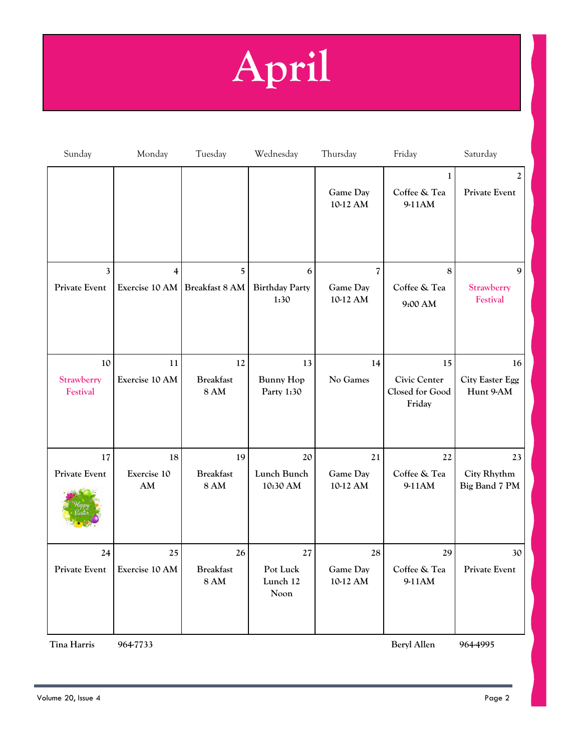# April

| Sunday | Monday | Tuesday | Wednesday | Thursday | Friday | Saturday |
|---|---|---|---|---|---|---|
| | | | | Game Day 10-12 AM | 1 Coffee & Tea 9-11AM | 2 Private Event |
| 3 Private Event | 4 Exercise 10 AM | 5 Breakfast 8 AM | 6 Birthday Party 1:30 | 7 Game Day 10-12 AM | 8 Coffee & Tea 9:00 AM | 9 Strawberry Festival |
| 10 Strawberry Festival | 11 Exercise 10 AM | 12 Breakfast 8 AM | 13 Bunny Hop Party 1:30 | 14 No Games | 15 Civic Center Closed for Good Friday | 16 City Easter Egg Hunt 9-AM |
| 17 Private Event | 18 Exercise 10 AM | 19 Breakfast 8 AM | 20 Lunch Bunch 10:30 AM | 21 Game Day 10-12 AM | 22 Coffee & Tea 9-11AM | 23 City Rhythm Big Band 7 PM |
| 24 Private Event | 25 Exercise 10 AM | 26 Breakfast 8 AM | 27 Pot Luck Lunch 12 Noon | 28 Game Day 10-12 AM | 29 Coffee & Tea 9-11AM | 30 Private Event |

**Tina Harris** 964-7733

**Beryl Allen** 964-4995